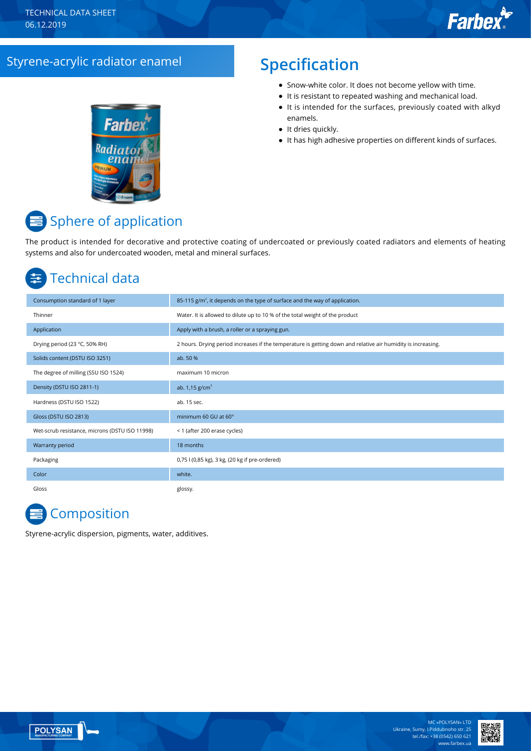TECHNICAL DATA SHEET
06.12.2019

# Styrene-acrylic radiator enamel

## Specification

- Snow-white color. It does not become yellow with time.
- It is resistant to repeated washing and mechanical load.
- It is intended for the surfaces, previously coated with alkyd enamels.
- It dries quickly.
- It has high adhesive properties on different kinds of surfaces.

## Sphere of application

The product is intended for decorative and protective coating of undercoated or previously coated radiators and elements of heating systems and also for undercoated wooden, metal and mineral surfaces.

## Technical data

| | |
|---|---|
| Consumption standard of 1 layer | 85-115 g/m², it depends on the type of surface and the way of application. |
| Thinner | Water. It is allowed to dilute up to 10 % of the total weight of the product |
| Application | Apply with a brush, a roller or a spraying gun. |
| Drying period (23 °C, 50% RH) | 2 hours. Drying period increases if the temperature is getting down and relative air humidity is increasing. |
| Solids content (DSTU ISO 3251) | ab. 50 % |
| The degree of milling (SSU ISO 1524) | maximum 10 micron |
| Density (DSTU ISO 2811-1) | ab. 1,15 g/cm³ |
| Hardness (DSTU ISO 1522) | ab. 15 sec. |
| Gloss (DSTU ISO 2813) | minimum 60 GU at 60° |
| Wet-scrub resistance, microns (DSTU ISO 11998) | < 1 (after 200 erase cycles) |
| Warranty period | 18 months |
| Packaging | 0,75 l (0,85 kg), 3 kg, (20 kg if pre-ordered) |
| Color | white. |
| Gloss | glossy. |

## Composition

Styrene-acrylic dispersion, pigments, water, additives.

MC «POLYSAN» LTD
Ukraine, Sumy, I.Piddubnoho str. 25
tel./fax: +38 (0542) 650 621
www.farbex.ua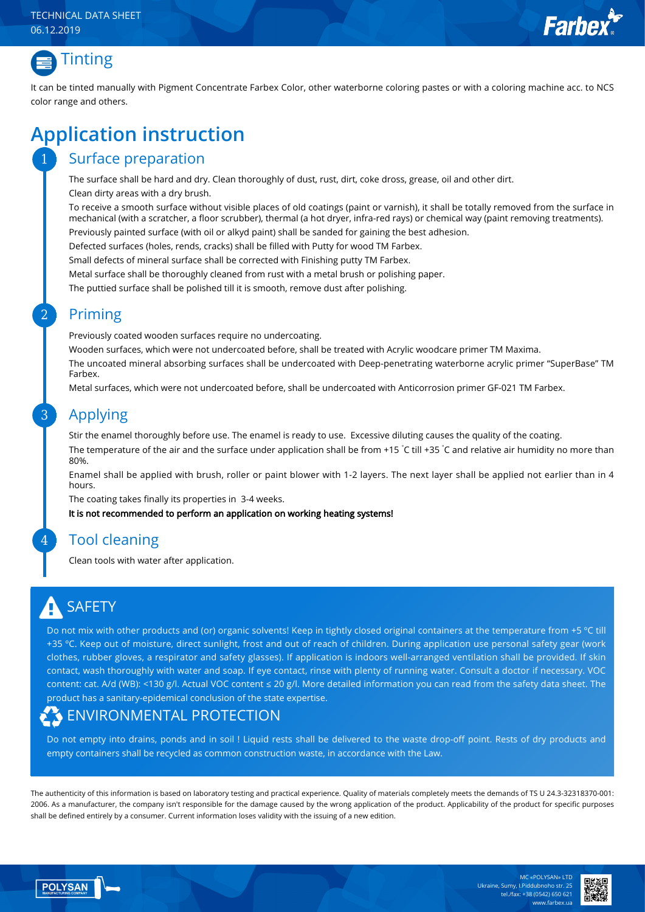## Tinting

It can be tinted manually with Pigment Concentrate Farbex Color, other waterborne coloring pastes or with a coloring machine acc. to NCS color range and others.

# Application instruction

## 1 Surface preparation

The surface shall be hard and dry. Clean thoroughly of dust, rust, dirt, coke dross, grease, oil and other dirt.

Clean dirty areas with a dry brush.

To receive a smooth surface without visible places of old coatings (paint or varnish), it shall be totally removed from the surface in mechanical (with a scratcher, a floor scrubber), thermal (a hot dryer, infra-red rays) or chemical way (paint removing treatments).

Previously painted surface (with oil or alkyd paint) shall be sanded for gaining the best adhesion.

Defected surfaces (holes, rends, cracks) shall be filled with Putty for wood TM Farbex.

Small defects of mineral surface shall be corrected with Finishing putty TM Farbex.

Metal surface shall be thoroughly cleaned from rust with a metal brush or polishing paper.

The puttied surface shall be polished till it is smooth, remove dust after polishing.

## 2 Priming

Previously coated wooden surfaces require no undercoating.

Wooden surfaces, which were not undercoated before, shall be treated with Acrylic woodcare primer TM Maxima.

The uncoated mineral absorbing surfaces shall be undercoated with Deep-penetrating waterborne acrylic primer "SuperBase" TM Farbex.

Metal surfaces, which were not undercoated before, shall be undercoated with Anticorrosion primer GF-021 TM Farbex.

## 3 Applying

Stir the enamel thoroughly before use. The enamel is ready to use. Excessive diluting causes the quality of the coating.

The temperature of the air and the surface under application shall be from +15 ˚C till +35 ˚C and relative air humidity no more than 80%.

Enamel shall be applied with brush, roller or paint blower with 1-2 layers. The next layer shall be applied not earlier than in 4 hours.

The coating takes finally its properties in 3-4 weeks.

**It is not recommended to perform an application on working heating systems!**

## 4 Tool cleaning

Clean tools with water after application.

## SAFETY

Do not mix with other products and (or) organic solvents! Keep in tightly closed original containers at the temperature from +5 ºC till +35 ºC. Keep out of moisture, direct sunlight, frost and out of reach of children. During application use personal safety gear (work clothes, rubber gloves, a respirator and safety glasses). If application is indoors well-arranged ventilation shall be provided. If skin contact, wash thoroughly with water and soap. If eye contact, rinse with plenty of running water. Consult a doctor if necessary. VOC content: cat. A/d (WB): <130 g/l. Actual VOC content ≤ 20 g/l. More detailed information you can read from the safety data sheet. The product has a sanitary-epidemical conclusion of the state expertise.

## ENVIRONMENTAL PROTECTION

Do not empty into drains, ponds and in soil ! Liquid rests shall be delivered to the waste drop-off point. Rests of dry products and empty containers shall be recycled as common construction waste, in accordance with the Law.

The authenticity of this information is based on laboratory testing and practical experience. Quality of materials completely meets the demands of TS U 24.3-32318370-001:2006. As a manufacturer, the company isn't responsible for the damage caused by the wrong application of the product. Applicability of the product for specific purposes shall be defined entirely by a consumer. Current information loses validity with the issuing of a new edition.

MC «POLYSAN» LTD
Ukraine, Sumy, I.Piddubnoho str. 25
tel./fax: +38 (0542) 650 621
www.farbex.ua